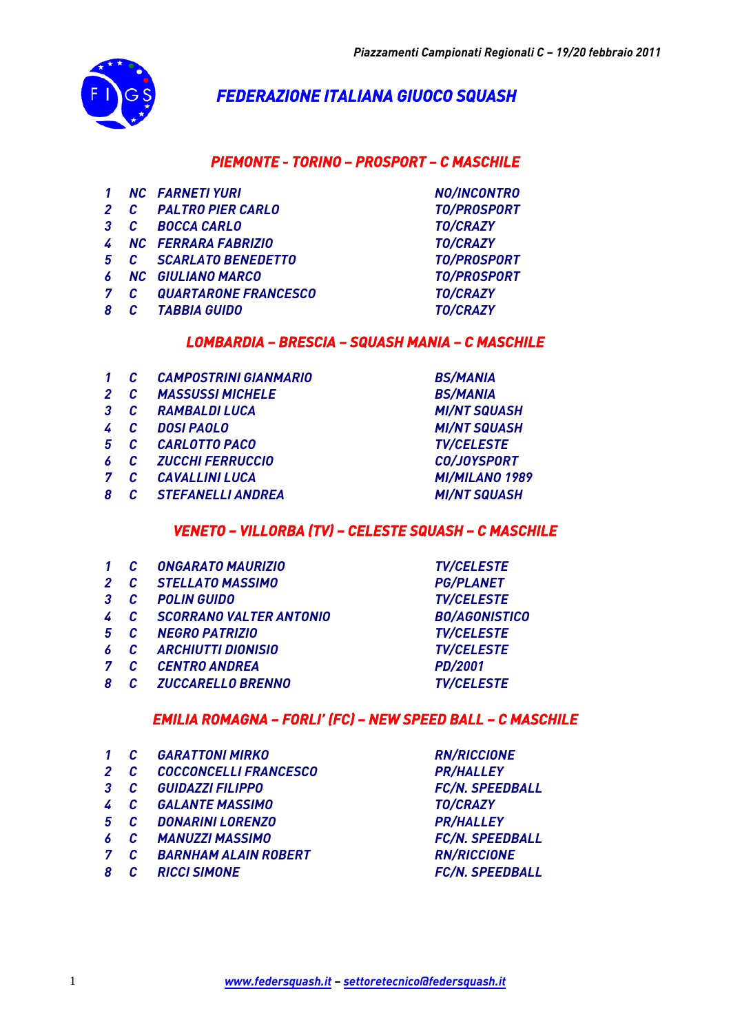## FEDERAZIONE ITALIANA GIUOCO SQUASH

### PIEMONTE - TORINO – PROSPORT – C MASCHILE

| | | | |
|---|---|---|---|
| 1 | NC | FARNETI YURI | NO/INCONTRO |
| 2 | C | PALTRO PIER CARLO | TO/PROSPORT |
| 3 | C | BOCCA CARLO | TO/CRAZY |
| 4 | NC | FERRARA FABRIZIO | TO/CRAZY |
| 5 | C | SCARLATO BENEDETTO | TO/PROSPORT |
| 6 | NC | GIULIANO MARCO | TO/PROSPORT |
| 7 | C | QUARTARONE FRANCESCO | TO/CRAZY |
| 8 | C | TABBIA GUIDO | TO/CRAZY |

### LOMBARDIA – BRESCIA – SQUASH MANIA – C MASCHILE

| | | | |
|---|---|---|---|
| 1 | C | CAMPOSTRINI GIANMARIO | BS/MANIA |
| 2 | C | MASSUSSI MICHELE | BS/MANIA |
| 3 | C | RAMBALDI LUCA | MI/NT SQUASH |
| 4 | C | DOSI PAOLO | MI/NT SQUASH |
| 5 | C | CARLOTTO PACO | TV/CELESTE |
| 6 | C | ZUCCHI FERRUCCIO | CO/JOYSPORT |
| 7 | C | CAVALLINI LUCA | MI/MILANO 1989 |
| 8 | C | STEFANELLI ANDREA | MI/NT SQUASH |

### VENETO – VILLORBA (TV) – CELESTE SQUASH – C MASCHILE

| | | | |
|---|---|---|---|
| 1 | C | ONGARATO MAURIZIO | TV/CELESTE |
| 2 | C | STELLATO MASSIMO | PG/PLANET |
| 3 | C | POLIN GUIDO | TV/CELESTE |
| 4 | C | SCORRANO VALTER ANTONIO | BO/AGONISTICO |
| 5 | C | NEGRO PATRIZIO | TV/CELESTE |
| 6 | C | ARCHIUTTI DIONISIO | TV/CELESTE |
| 7 | C | CENTRO ANDREA | PD/2001 |
| 8 | C | ZUCCARELLO BRENNO | TV/CELESTE |

### EMILIA ROMAGNA – FORLI' (FC) – NEW SPEED BALL – C MASCHILE

| | | | |
|---|---|---|---|
| 1 | C | GARATTONI MIRKO | RN/RICCIONE |
| 2 | C | COCCONCELLI FRANCESCO | PR/HALLEY |
| 3 | C | GUIDAZZI FILIPPO | FC/N. SPEEDBALL |
| 4 | C | GALANTE MASSIMO | TO/CRAZY |
| 5 | C | DONARINI LORENZO | PR/HALLEY |
| 6 | C | MANUZZI MASSIMO | FC/N. SPEEDBALL |
| 7 | C | BARNHAM ALAIN ROBERT | RN/RICCIONE |
| 8 | C | RICCI SIMONE | FC/N. SPEEDBALL |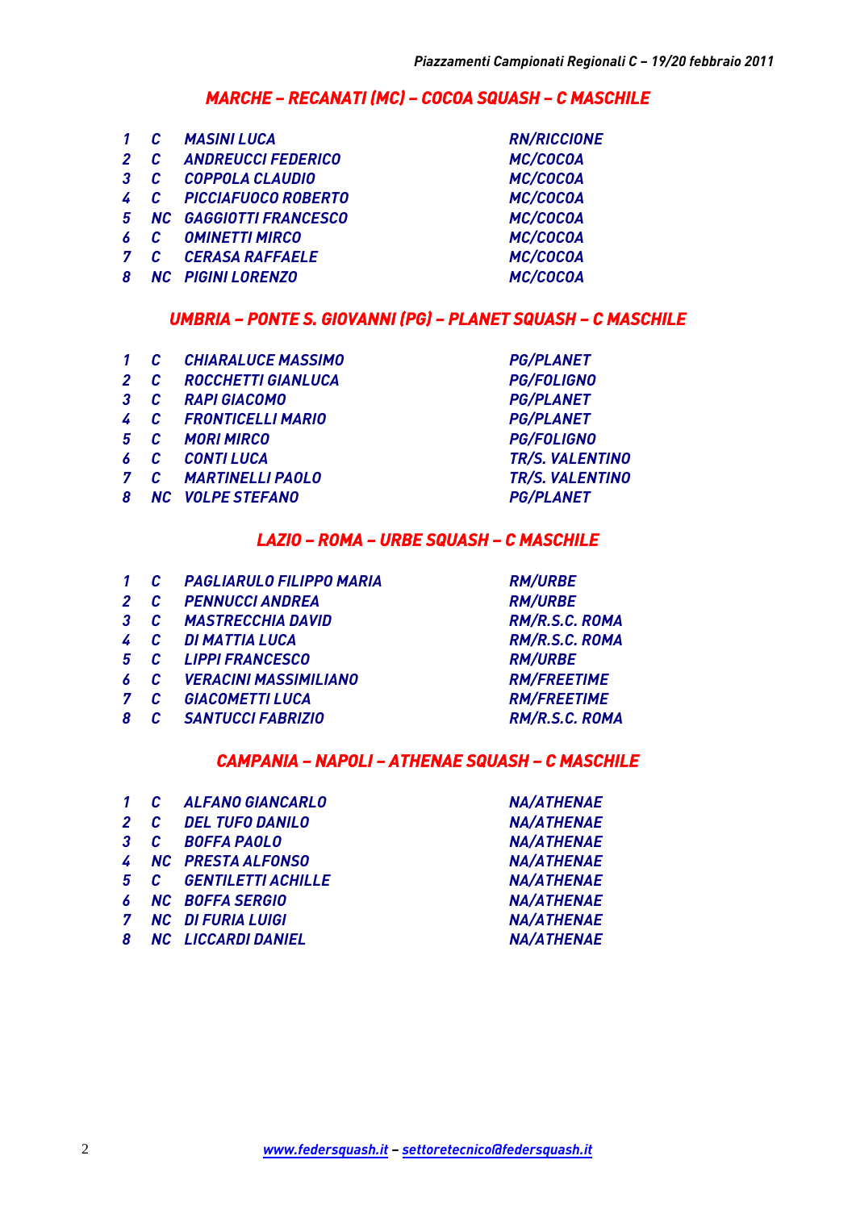## MARCHE – RECANATI (MC) – COCOA SQUASH – C MASCHILE

| | | | |
|---|---|---|---|
| 1 | C | MASINI LUCA | RN/RICCIONE |
| 2 | C | ANDREUCCI FEDERICO | MC/COCOA |
| 3 | C | COPPOLA CLAUDIO | MC/COCOA |
| 4 | C | PICCIAFUOCO ROBERTO | MC/COCOA |
| 5 | NC | GAGGIOTTI FRANCESCO | MC/COCOA |
| 6 | C | OMINETTI MIRCO | MC/COCOA |
| 7 | C | CERASA RAFFAELE | MC/COCOA |
| 8 | NC | PIGINI LORENZO | MC/COCOA |

## UMBRIA – PONTE S. GIOVANNI (PG) – PLANET SQUASH – C MASCHILE

| | | | |
|---|---|---|---|
| 1 | C | CHIARALUCE MASSIMO | PG/PLANET |
| 2 | C | ROCCHETTI GIANLUCA | PG/FOLIGNO |
| 3 | C | RAPI GIACOMO | PG/PLANET |
| 4 | C | FRONTICELLI MARIO | PG/PLANET |
| 5 | C | MORI MIRCO | PG/FOLIGNO |
| 6 | C | CONTI LUCA | TR/S. VALENTINO |
| 7 | C | MARTINELLI PAOLO | TR/S. VALENTINO |
| 8 | NC | VOLPE STEFANO | PG/PLANET |

## LAZIO – ROMA – URBE SQUASH – C MASCHILE

| | | | |
|---|---|---|---|
| 1 | C | PAGLIARULO FILIPPO MARIA | RM/URBE |
| 2 | C | PENNUCCI ANDREA | RM/URBE |
| 3 | C | MASTRECCHIA DAVID | RM/R.S.C. ROMA |
| 4 | C | DI MATTIA LUCA | RM/R.S.C. ROMA |
| 5 | C | LIPPI FRANCESCO | RM/URBE |
| 6 | C | VERACINI MASSIMILIANO | RM/FREETIME |
| 7 | C | GIACOMETTI LUCA | RM/FREETIME |
| 8 | C | SANTUCCI FABRIZIO | RM/R.S.C. ROMA |

## CAMPANIA – NAPOLI – ATHENAE SQUASH – C MASCHILE

| | | | |
|---|---|---|---|
| 1 | C | ALFANO GIANCARLO | NA/ATHENAE |
| 2 | C | DEL TUFO DANILO | NA/ATHENAE |
| 3 | C | BOFFA PAOLO | NA/ATHENAE |
| 4 | NC | PRESTA ALFONSO | NA/ATHENAE |
| 5 | C | GENTILETTI ACHILLE | NA/ATHENAE |
| 6 | NC | BOFFA SERGIO | NA/ATHENAE |
| 7 | NC | DI FURIA LUIGI | NA/ATHENAE |
| 8 | NC | LICCARDI DANIEL | NA/ATHENAE |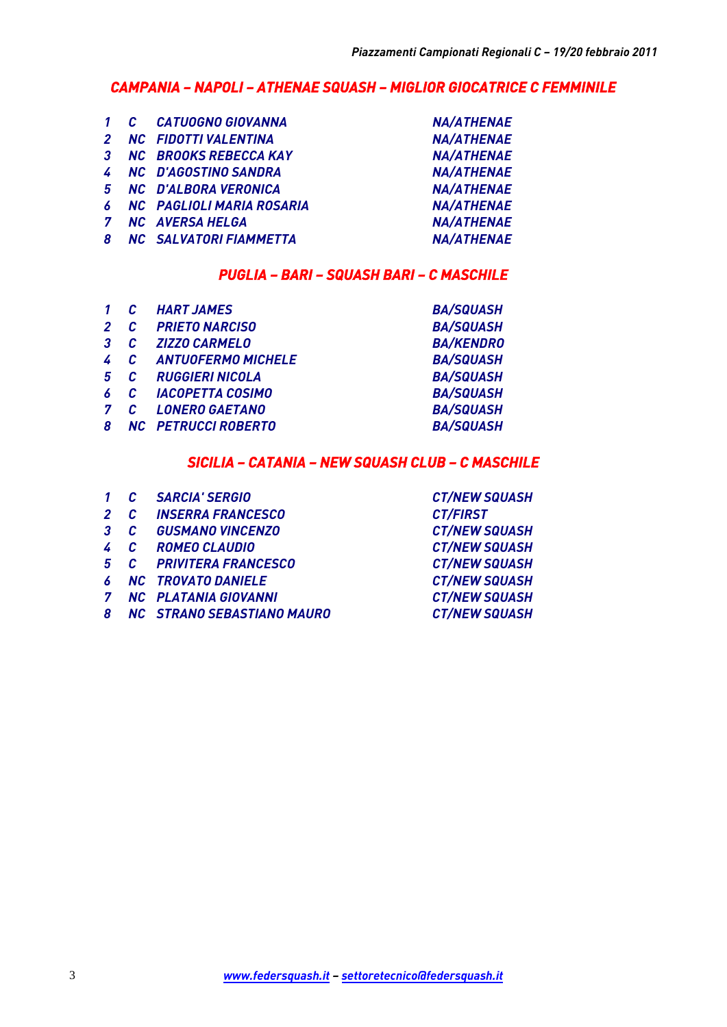## CAMPANIA – NAPOLI – ATHENAE SQUASH – MIGLIOR GIOCATRICE C FEMMINILE

| | | | |
|---|---|---|---|
| 1 | C | CATUOGNO GIOVANNA | NA/ATHENAE |
| 2 | NC | FIDOTTI VALENTINA | NA/ATHENAE |
| 3 | NC | BROOKS REBECCA KAY | NA/ATHENAE |
| 4 | NC | D'AGOSTINO SANDRA | NA/ATHENAE |
| 5 | NC | D'ALBORA VERONICA | NA/ATHENAE |
| 6 | NC | PAGLIOLI MARIA ROSARIA | NA/ATHENAE |
| 7 | NC | AVERSA HELGA | NA/ATHENAE |
| 8 | NC | SALVATORI FIAMMETTA | NA/ATHENAE |

## PUGLIA – BARI – SQUASH BARI – C MASCHILE

| | | | |
|---|---|---|---|
| 1 | C | HART JAMES | BA/SQUASH |
| 2 | C | PRIETO NARCISO | BA/SQUASH |
| 3 | C | ZIZZO CARMELO | BA/KENDRO |
| 4 | C | ANTUOFERMO MICHELE | BA/SQUASH |
| 5 | C | RUGGIERI NICOLA | BA/SQUASH |
| 6 | C | IACOPETTA COSIMO | BA/SQUASH |
| 7 | C | LONERO GAETANO | BA/SQUASH |
| 8 | NC | PETRUCCI ROBERTO | BA/SQUASH |

## SICILIA – CATANIA – NEW SQUASH CLUB – C MASCHILE

| | | | |
|---|---|---|---|
| 1 | C | SARCIA' SERGIO | CT/NEW SQUASH |
| 2 | C | INSERRA FRANCESCO | CT/FIRST |
| 3 | C | GUSMANO VINCENZO | CT/NEW SQUASH |
| 4 | C | ROMEO CLAUDIO | CT/NEW SQUASH |
| 5 | C | PRIVITERA FRANCESCO | CT/NEW SQUASH |
| 6 | NC | TROVATO DANIELE | CT/NEW SQUASH |
| 7 | NC | PLATANIA GIOVANNI | CT/NEW SQUASH |
| 8 | NC | STRANO SEBASTIANO MAURO | CT/NEW SQUASH |